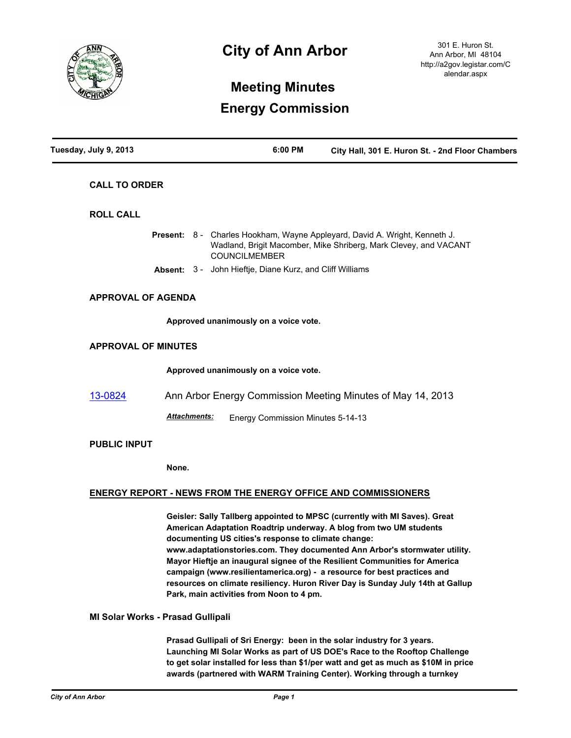# City of Ann Arbor

301 E. Huron St.
Ann Arbor, MI 48104
http://a2gov.legistar.com/Calendar.aspx

## Meeting Minutes

## Energy Commission

| Tuesday, July 9, 2013 | 6:00 PM | City Hall, 301 E. Huron St. - 2nd Floor Chambers |
|---|---|---|

### CALL TO ORDER

### ROLL CALL

**Present:** 8 - Charles Hookham, Wayne Appleyard, David A. Wright, Kenneth J. Wadland, Brigit Macomber, Mike Shriberg, Mark Clevey, and VACANT COUNCILMEMBER

**Absent:** 3 - John Hieftje, Diane Kurz, and Cliff Williams

### APPROVAL OF AGENDA

**Approved unanimously on a voice vote.**

### APPROVAL OF MINUTES

**Approved unanimously on a voice vote.**

13-0824 Ann Arbor Energy Commission Meeting Minutes of May 14, 2013

***Attachments:*** Energy Commission Minutes 5-14-13

### PUBLIC INPUT

**None.**

### ENERGY REPORT - NEWS FROM THE ENERGY OFFICE AND COMMISSIONERS

**Geisler: Sally Tallberg appointed to MPSC (currently with MI Saves). Great American Adaptation Roadtrip underway. A blog from two UM students documenting US cities's response to climate change: www.adaptationstories.com. They documented Ann Arbor's stormwater utility. Mayor Hieftje an inaugural signee of the Resilient Communities for America campaign (www.resilientamerica.org) - a resource for best practices and resources on climate resiliency. Huron River Day is Sunday July 14th at Gallup Park, main activities from Noon to 4 pm.**

### MI Solar Works - Prasad Gullipali

**Prasad Gullipali of Sri Energy: been in the solar industry for 3 years. Launching MI Solar Works as part of US DOE's Race to the Rooftop Challenge to get solar installed for less than $1/per watt and get as much as $10M in price awards (partnered with WARM Training Center). Working through a turnkey**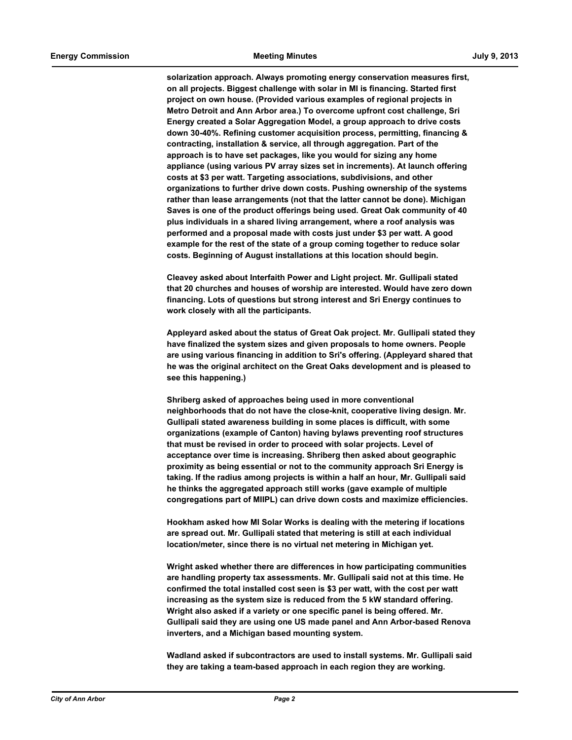**solarization approach. Always promoting energy conservation measures first, on all projects. Biggest challenge with solar in MI is financing. Started first project on own house. (Provided various examples of regional projects in Metro Detroit and Ann Arbor area.) To overcome upfront cost challenge, Sri Energy created a Solar Aggregation Model, a group approach to drive costs down 30-40%. Refining customer acquisition process, permitting, financing & contracting, installation & service, all through aggregation. Part of the approach is to have set packages, like you would for sizing any home appliance (using various PV array sizes set in increments). At launch offering costs at $3 per watt. Targeting associations, subdivisions, and other organizations to further drive down costs. Pushing ownership of the systems rather than lease arrangements (not that the latter cannot be done). Michigan Saves is one of the product offerings being used. Great Oak community of 40 plus individuals in a shared living arrangement, where a roof analysis was performed and a proposal made with costs just under $3 per watt. A good example for the rest of the state of a group coming together to reduce solar costs. Beginning of August installations at this location should begin.**

**Cleavey asked about Interfaith Power and Light project. Mr. Gullipali stated that 20 churches and houses of worship are interested. Would have zero down financing. Lots of questions but strong interest and Sri Energy continues to work closely with all the participants.**

**Appleyard asked about the status of Great Oak project. Mr. Gullipali stated they have finalized the system sizes and given proposals to home owners. People are using various financing in addition to Sri's offering. (Appleyard shared that he was the original architect on the Great Oaks development and is pleased to see this happening.)**

**Shriberg asked of approaches being used in more conventional neighborhoods that do not have the close-knit, cooperative living design. Mr. Gullipali stated awareness building in some places is difficult, with some organizations (example of Canton) having bylaws preventing roof structures that must be revised in order to proceed with solar projects. Level of acceptance over time is increasing. Shriberg then asked about geographic proximity as being essential or not to the community approach Sri Energy is taking. If the radius among projects is within a half an hour, Mr. Gullipali said he thinks the aggregated approach still works (gave example of multiple congregations part of MIIPL) can drive down costs and maximize efficiencies.**

**Hookham asked how MI Solar Works is dealing with the metering if locations are spread out. Mr. Gullipali stated that metering is still at each individual location/meter, since there is no virtual net metering in Michigan yet.**

**Wright asked whether there are differences in how participating communities are handling property tax assessments. Mr. Gullipali said not at this time. He confirmed the total installed cost seen is $3 per watt, with the cost per watt increasing as the system size is reduced from the 5 kW standard offering. Wright also asked if a variety or one specific panel is being offered. Mr. Gullipali said they are using one US made panel and Ann Arbor-based Renova inverters, and a Michigan based mounting system.**

**Wadland asked if subcontractors are used to install systems. Mr. Gullipali said they are taking a team-based approach in each region they are working.**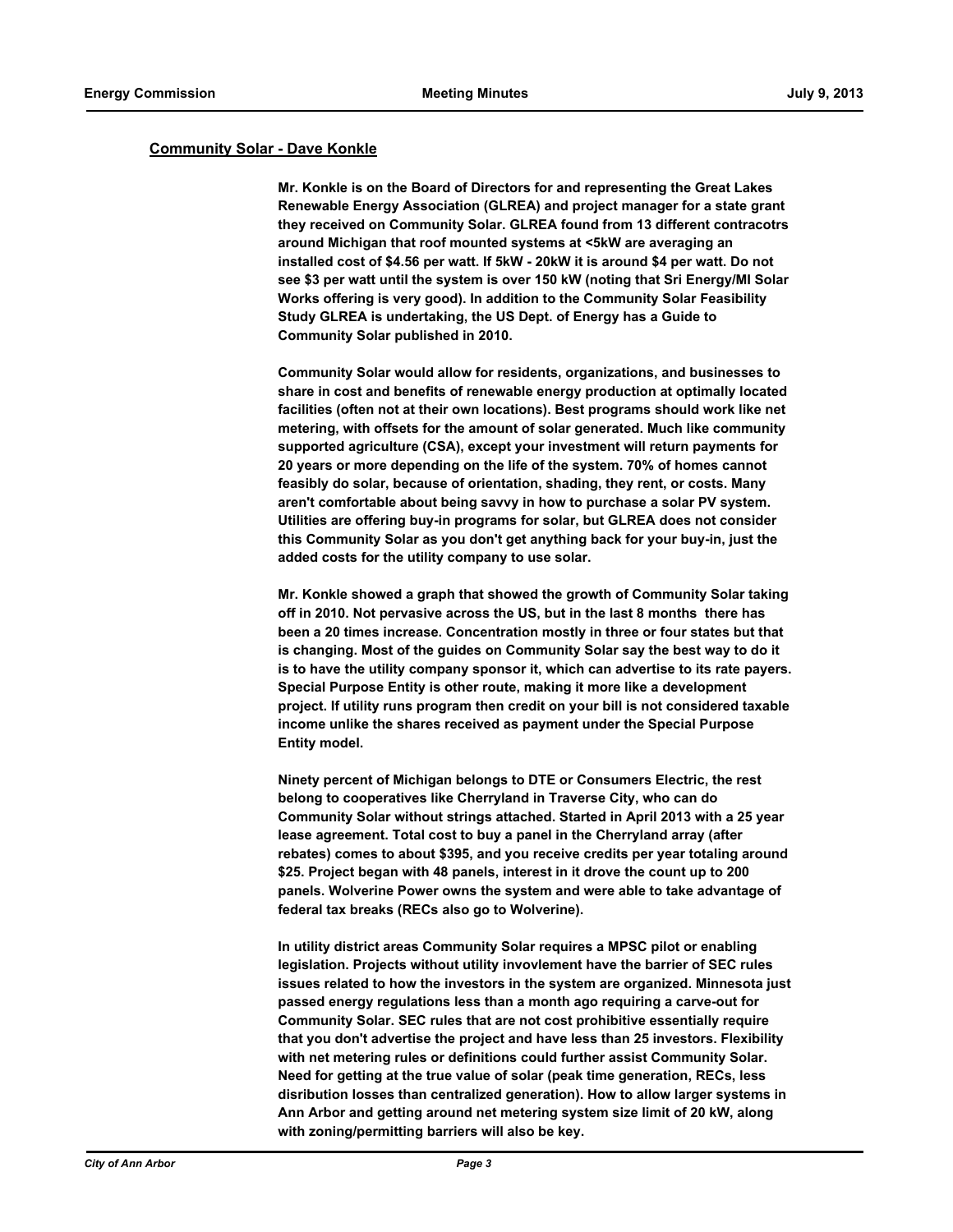## Community Solar - Dave Konkle

**Mr. Konkle is on the Board of Directors for and representing the Great Lakes Renewable Energy Association (GLREA) and project manager for a state grant they received on Community Solar. GLREA found from 13 different contracotrs around Michigan that roof mounted systems at <5kW are averaging an installed cost of $4.56 per watt. If 5kW - 20kW it is around $4 per watt. Do not see $3 per watt until the system is over 150 kW (noting that Sri Energy/MI Solar Works offering is very good). In addition to the Community Solar Feasibility Study GLREA is undertaking, the US Dept. of Energy has a Guide to Community Solar published in 2010.**

**Community Solar would allow for residents, organizations, and businesses to share in cost and benefits of renewable energy production at optimally located facilities (often not at their own locations). Best programs should work like net metering, with offsets for the amount of solar generated. Much like community supported agriculture (CSA), except your investment will return payments for 20 years or more depending on the life of the system. 70% of homes cannot feasibly do solar, because of orientation, shading, they rent, or costs. Many aren't comfortable about being savvy in how to purchase a solar PV system. Utilities are offering buy-in programs for solar, but GLREA does not consider this Community Solar as you don't get anything back for your buy-in, just the added costs for the utility company to use solar.**

**Mr. Konkle showed a graph that showed the growth of Community Solar taking off in 2010. Not pervasive across the US, but in the last 8 months there has been a 20 times increase. Concentration mostly in three or four states but that is changing. Most of the guides on Community Solar say the best way to do it is to have the utility company sponsor it, which can advertise to its rate payers. Special Purpose Entity is other route, making it more like a development project. If utility runs program then credit on your bill is not considered taxable income unlike the shares received as payment under the Special Purpose Entity model.**

**Ninety percent of Michigan belongs to DTE or Consumers Electric, the rest belong to cooperatives like Cherryland in Traverse City, who can do Community Solar without strings attached. Started in April 2013 with a 25 year lease agreement. Total cost to buy a panel in the Cherryland array (after rebates) comes to about $395, and you receive credits per year totaling around $25. Project began with 48 panels, interest in it drove the count up to 200 panels. Wolverine Power owns the system and were able to take advantage of federal tax breaks (RECs also go to Wolverine).**

**In utility district areas Community Solar requires a MPSC pilot or enabling legislation. Projects without utility invovlement have the barrier of SEC rules issues related to how the investors in the system are organized. Minnesota just passed energy regulations less than a month ago requiring a carve-out for Community Solar. SEC rules that are not cost prohibitive essentially require that you don't advertise the project and have less than 25 investors. Flexibility with net metering rules or definitions could further assist Community Solar. Need for getting at the true value of solar (peak time generation, RECs, less disribution losses than centralized generation). How to allow larger systems in Ann Arbor and getting around net metering system size limit of 20 kW, along with zoning/permitting barriers will also be key.**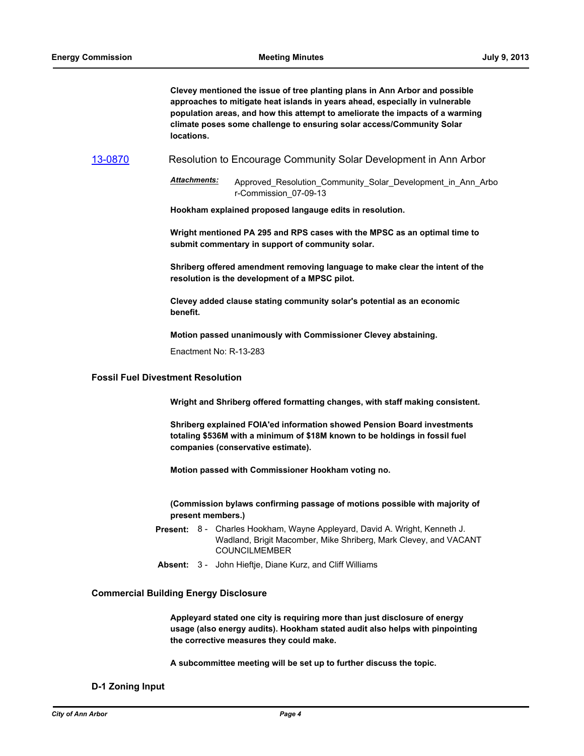**Clevey mentioned the issue of tree planting plans in Ann Arbor and possible approaches to mitigate heat islands in years ahead, especially in vulnerable population areas, and how this attempt to ameliorate the impacts of a warming climate poses some challenge to ensuring solar access/Community Solar locations.**

[13-0870](#) Resolution to Encourage Community Solar Development in Ann Arbor

***Attachments:*** Approved_Resolution_Community_Solar_Development_in_Ann_Arbor-Commission_07-09-13

**Hookham explained proposed langauge edits in resolution.**

**Wright mentioned PA 295 and RPS cases with the MPSC as an optimal time to submit commentary in support of community solar.**

**Shriberg offered amendment removing language to make clear the intent of the resolution is the development of a MPSC pilot.**

**Clevey added clause stating community solar's potential as an economic benefit.**

**Motion passed unanimously with Commissioner Clevey abstaining.**

Enactment No: R-13-283

### Fossil Fuel Divestment Resolution

**Wright and Shriberg offered formatting changes, with staff making consistent.**

**Shriberg explained FOIA'ed information showed Pension Board investments totaling $536M with a minimum of $18M known to be holdings in fossil fuel companies (conservative estimate).**

**Motion passed with Commissioner Hookham voting no.**

**(Commission bylaws confirming passage of motions possible with majority of present members.)**

**Present:** 8 - Charles Hookham, Wayne Appleyard, David A. Wright, Kenneth J. Wadland, Brigit Macomber, Mike Shriberg, Mark Clevey, and VACANT COUNCILMEMBER

**Absent:** 3 - John Hieftje, Diane Kurz, and Cliff Williams

### Commercial Building Energy Disclosure

**Appleyard stated one city is requiring more than just disclosure of energy usage (also energy audits). Hookham stated audit also helps with pinpointing the corrective measures they could make.**

**A subcommittee meeting will be set up to further discuss the topic.**

### D-1 Zoning Input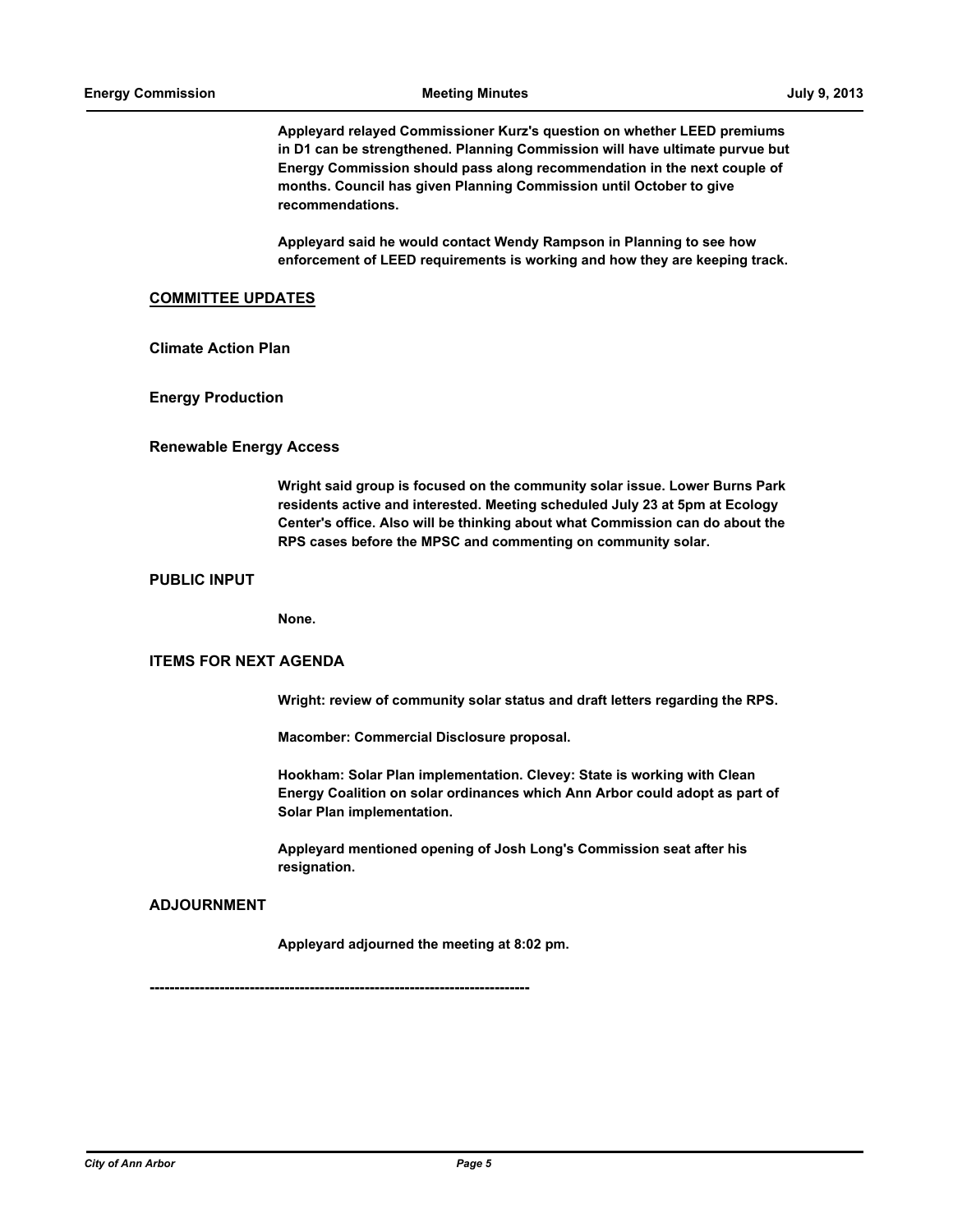**Appleyard relayed Commissioner Kurz's question on whether LEED premiums in D1 can be strengthened. Planning Commission will have ultimate purvue but Energy Commission should pass along recommendation in the next couple of months. Council has given Planning Commission until October to give recommendations.**

**Appleyard said he would contact Wendy Rampson in Planning to see how enforcement of LEED requirements is working and how they are keeping track.**

## COMMITTEE UPDATES

### Climate Action Plan

### Energy Production

### Renewable Energy Access

**Wright said group is focused on the community solar issue. Lower Burns Park residents active and interested. Meeting scheduled July 23 at 5pm at Ecology Center's office. Also will be thinking about what Commission can do about the RPS cases before the MPSC and commenting on community solar.**

## PUBLIC INPUT

**None.**

## ITEMS FOR NEXT AGENDA

**Wright: review of community solar status and draft letters regarding the RPS.**

**Macomber: Commercial Disclosure proposal.**

**Hookham: Solar Plan implementation. Clevey: State is working with Clean Energy Coalition on solar ordinances which Ann Arbor could adopt as part of Solar Plan implementation.**

**Appleyard mentioned opening of Josh Long's Commission seat after his resignation.**

## ADJOURNMENT

**Appleyard adjourned the meeting at 8:02 pm.**

---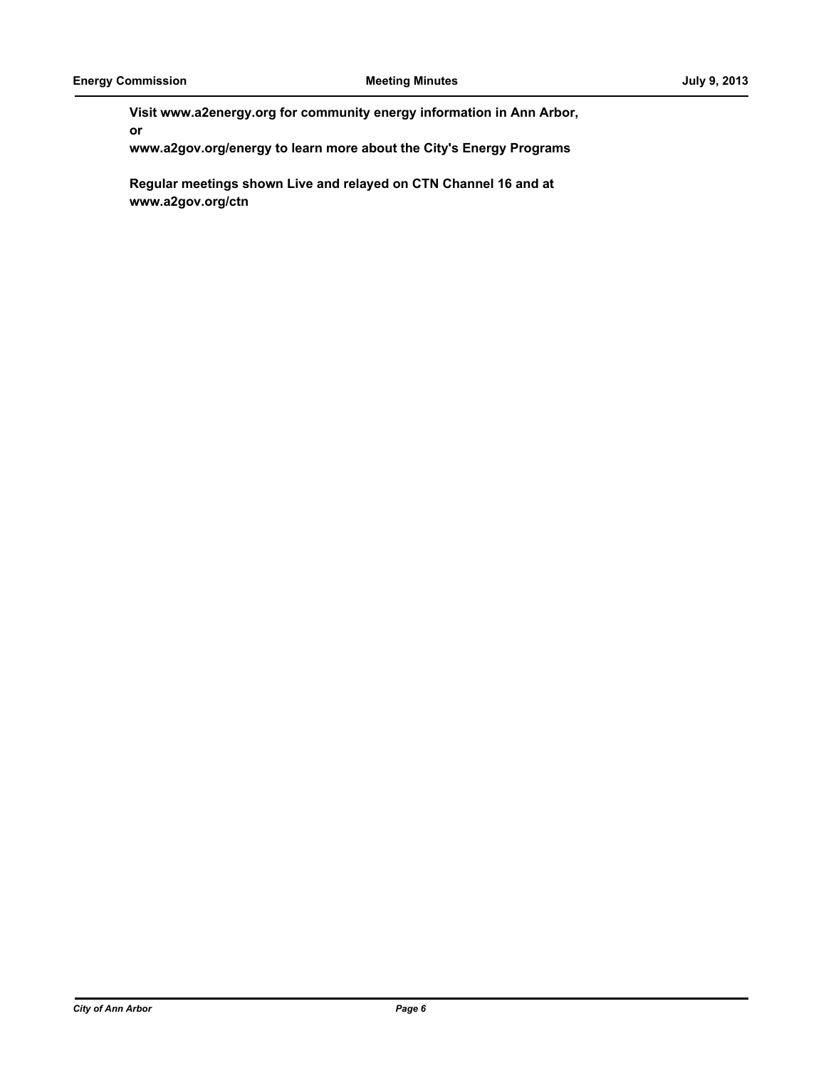**Visit www.a2energy.org for community energy information in Ann Arbor, or**
**www.a2gov.org/energy to learn more about the City's Energy Programs**

**Regular meetings shown Live and relayed on CTN Channel 16 and at www.a2gov.org/ctn**